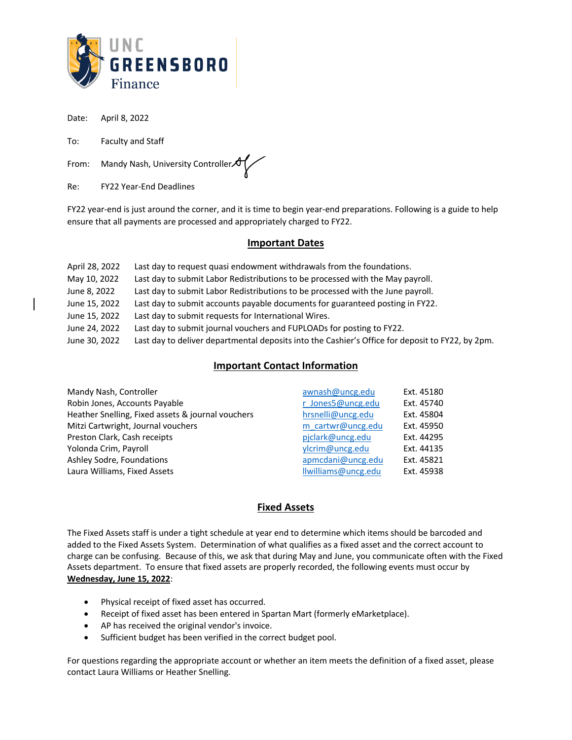UNC GREENSBORO Finance

Date: April 8, 2022

To: Faculty and Staff

From: Mandy Nash, University Controller

Re: FY22 Year-End Deadlines

FY22 year-end is just around the corner, and it is time to begin year-end preparations. Following is a guide to help ensure that all payments are processed and appropriately charged to FY22.

## Important Dates

| | |
|---|---|
| April 28, 2022 | Last day to request quasi endowment withdrawals from the foundations. |
| May 10, 2022 | Last day to submit Labor Redistributions to be processed with the May payroll. |
| June 8, 2022 | Last day to submit Labor Redistributions to be processed with the June payroll. |
| June 15, 2022 | Last day to submit accounts payable documents for guaranteed posting in FY22. |
| June 15, 2022 | Last day to submit requests for International Wires. |
| June 24, 2022 | Last day to submit journal vouchers and FUPLOADs for posting to FY22. |
| June 30, 2022 | Last day to deliver departmental deposits into the Cashier's Office for deposit to FY22, by 2pm. |

## Important Contact Information

| | | |
|---|---|---|
| Mandy Nash, Controller | awnash@uncg.edu | Ext. 45180 |
| Robin Jones, Accounts Payable | r_Jones5@uncg.edu | Ext. 45740 |
| Heather Snelling, Fixed assets & journal vouchers | hrsnelli@uncg.edu | Ext. 45804 |
| Mitzi Cartwright, Journal vouchers | m_cartwr@uncg.edu | Ext. 45950 |
| Preston Clark, Cash receipts | pjclark@uncg.edu | Ext. 44295 |
| Yolonda Crim, Payroll | ylcrim@uncg.edu | Ext. 44135 |
| Ashley Sodre, Foundations | apmcdani@uncg.edu | Ext. 45821 |
| Laura Williams, Fixed Assets | llwilliams@uncg.edu | Ext. 45938 |

## Fixed Assets

The Fixed Assets staff is under a tight schedule at year end to determine which items should be barcoded and added to the Fixed Assets System. Determination of what qualifies as a fixed asset and the correct account to charge can be confusing. Because of this, we ask that during May and June, you communicate often with the Fixed Assets department. To ensure that fixed assets are properly recorded, the following events must occur by **Wednesday, June 15, 2022**:

- Physical receipt of fixed asset has occurred.
- Receipt of fixed asset has been entered in Spartan Mart (formerly eMarketplace).
- AP has received the original vendor's invoice.
- Sufficient budget has been verified in the correct budget pool.

For questions regarding the appropriate account or whether an item meets the definition of a fixed asset, please contact Laura Williams or Heather Snelling.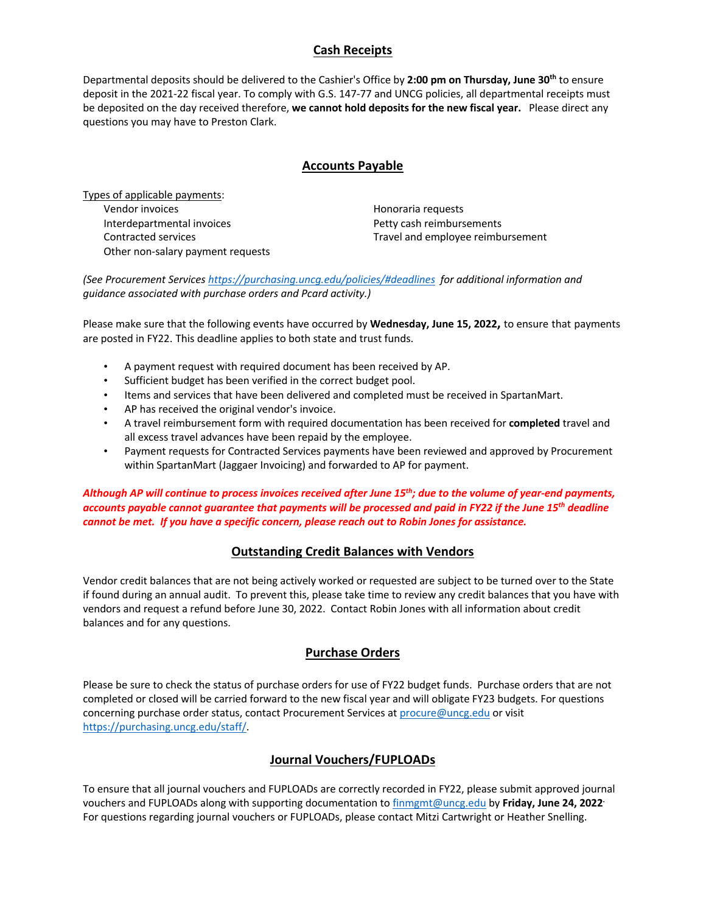## Cash Receipts

Departmental deposits should be delivered to the Cashier's Office by **2:00 pm on Thursday, June 30th** to ensure deposit in the 2021-22 fiscal year. To comply with G.S. 147-77 and UNCG policies, all departmental receipts must be deposited on the day received therefore, **we cannot hold deposits for the new fiscal year.** Please direct any questions you may have to Preston Clark.

## Accounts Payable

Types of applicable payments:

- Vendor invoices
- Interdepartmental invoices
- Contracted services
- Other non-salary payment requests
- Honoraria requests
- Petty cash reimbursements
- Travel and employee reimbursement

*(See Procurement Services https://purchasing.uncg.edu/policies/#deadlines for additional information and guidance associated with purchase orders and Pcard activity.)*

Please make sure that the following events have occurred by **Wednesday, June 15, 2022,** to ensure that payments are posted in FY22. This deadline applies to both state and trust funds.

- A payment request with required document has been received by AP.
- Sufficient budget has been verified in the correct budget pool.
- Items and services that have been delivered and completed must be received in SpartanMart.
- AP has received the original vendor's invoice.
- A travel reimbursement form with required documentation has been received for **completed** travel and all excess travel advances have been repaid by the employee.
- Payment requests for Contracted Services payments have been reviewed and approved by Procurement within SpartanMart (Jaggaer Invoicing) and forwarded to AP for payment.

***Although AP will continue to process invoices received after June 15th; due to the volume of year-end payments, accounts payable cannot guarantee that payments will be processed and paid in FY22 if the June 15th deadline cannot be met. If you have a specific concern, please reach out to Robin Jones for assistance.***

## Outstanding Credit Balances with Vendors

Vendor credit balances that are not being actively worked or requested are subject to be turned over to the State if found during an annual audit. To prevent this, please take time to review any credit balances that you have with vendors and request a refund before June 30, 2022. Contact Robin Jones with all information about credit balances and for any questions.

## Purchase Orders

Please be sure to check the status of purchase orders for use of FY22 budget funds. Purchase orders that are not completed or closed will be carried forward to the new fiscal year and will obligate FY23 budgets. For questions concerning purchase order status, contact Procurement Services at procure@uncg.edu or visit https://purchasing.uncg.edu/staff/.

## Journal Vouchers/FUPLOADs

To ensure that all journal vouchers and FUPLOADs are correctly recorded in FY22, please submit approved journal vouchers and FUPLOADs along with supporting documentation to finmgmt@uncg.edu by **Friday, June 24, 2022**. For questions regarding journal vouchers or FUPLOADs, please contact Mitzi Cartwright or Heather Snelling.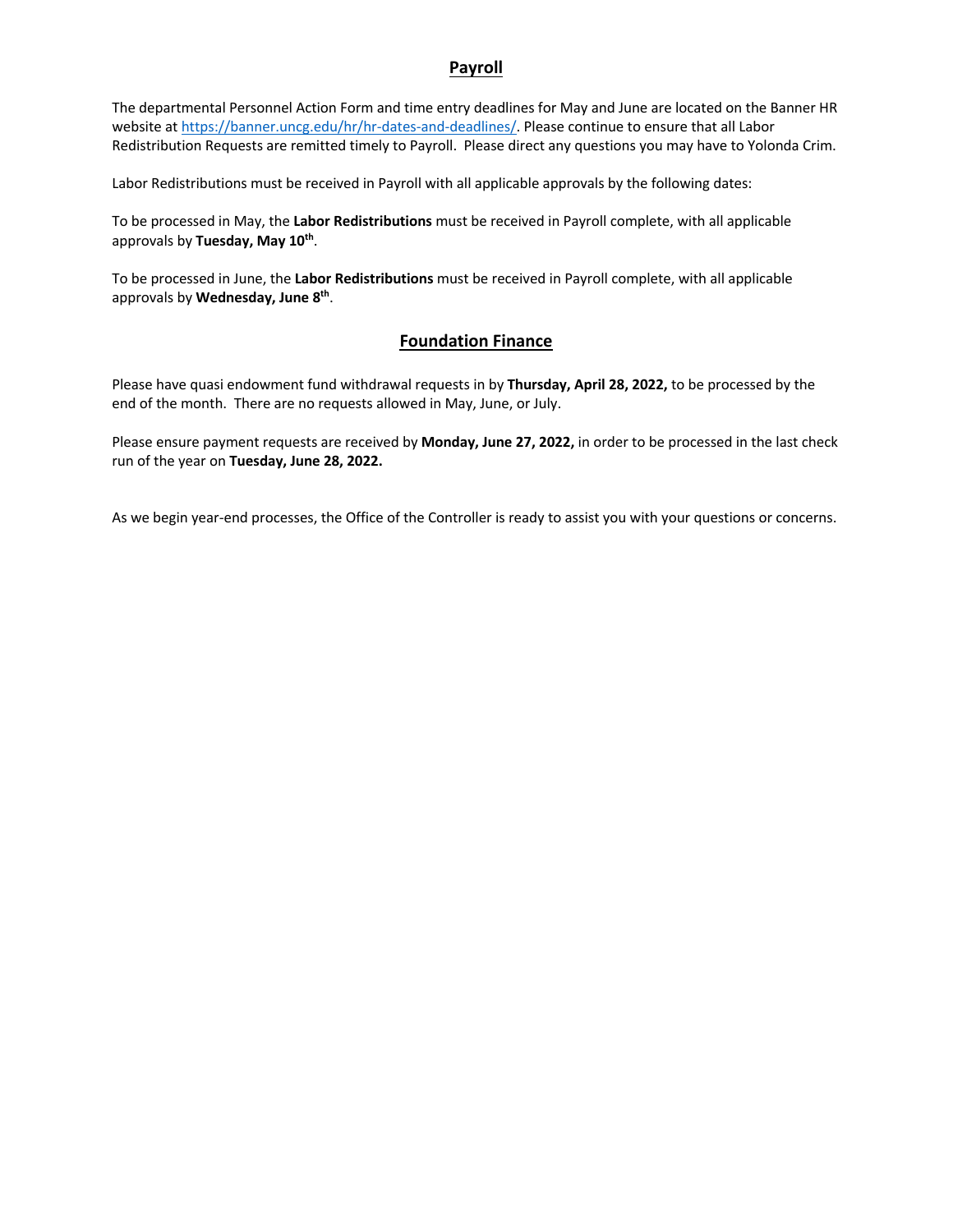## Payroll

The departmental Personnel Action Form and time entry deadlines for May and June are located on the Banner HR website at [https://banner.uncg.edu/hr/hr-dates-and-deadlines/](https://banner.uncg.edu/hr/hr-dates-and-deadlines/). Please continue to ensure that all Labor Redistribution Requests are remitted timely to Payroll. Please direct any questions you may have to Yolonda Crim.

Labor Redistributions must be received in Payroll with all applicable approvals by the following dates:

To be processed in May, the **Labor Redistributions** must be received in Payroll complete, with all applicable approvals by **Tuesday, May 10th**.

To be processed in June, the **Labor Redistributions** must be received in Payroll complete, with all applicable approvals by **Wednesday, June 8th**.

## Foundation Finance

Please have quasi endowment fund withdrawal requests in by **Thursday, April 28, 2022,** to be processed by the end of the month. There are no requests allowed in May, June, or July.

Please ensure payment requests are received by **Monday, June 27, 2022,** in order to be processed in the last check run of the year on **Tuesday, June 28, 2022.**

As we begin year-end processes, the Office of the Controller is ready to assist you with your questions or concerns.